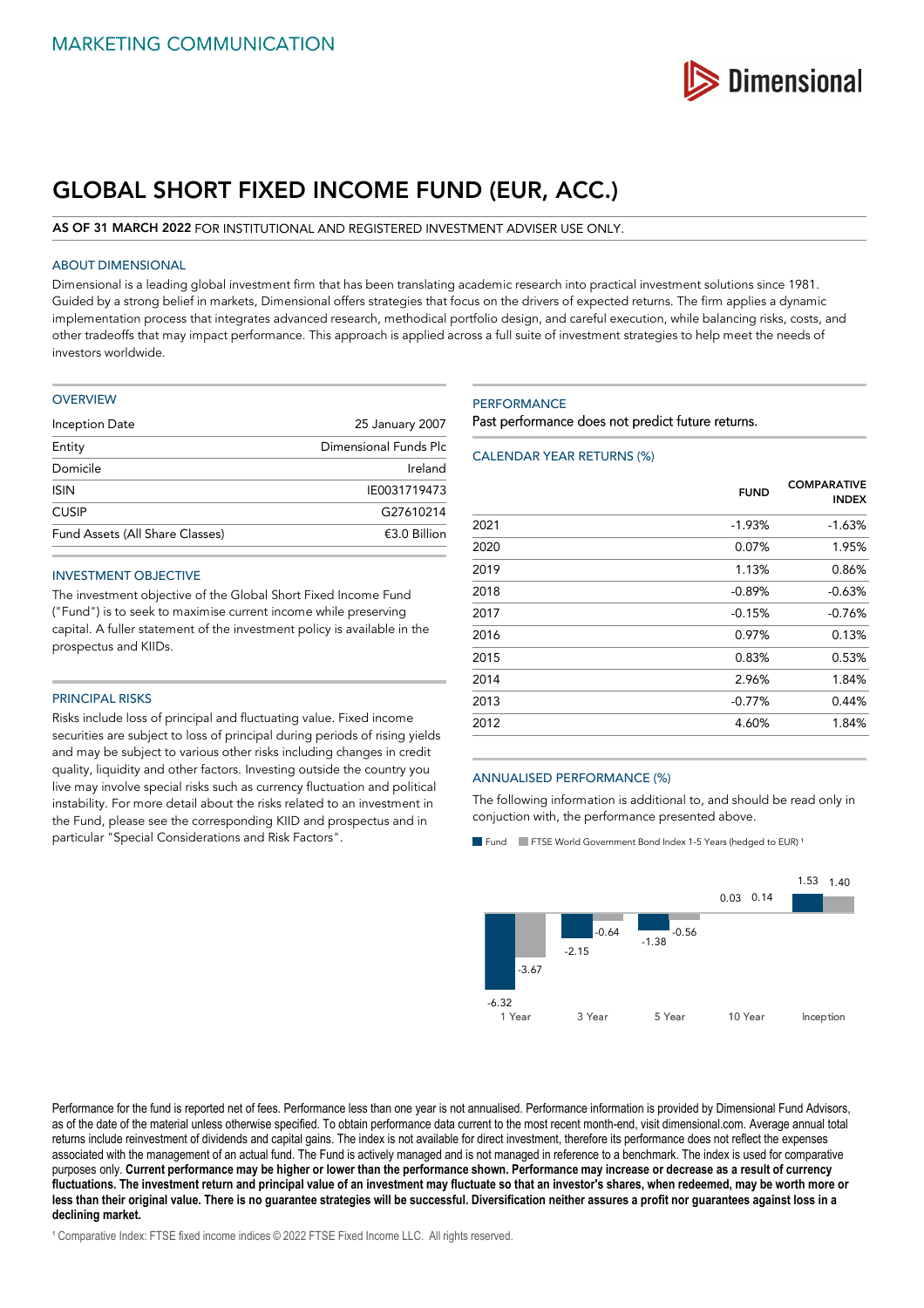MARKETING COMMUNICATION

# GLOBAL SHORT FIXED INCOME FUND (EUR, ACC.)

**AS OF 31 MARCH 2022** FOR INSTITUTIONAL AND REGISTERED INVESTMENT ADVISER USE ONLY.

## ABOUT DIMENSIONAL

Dimensional is a leading global investment firm that has been translating academic research into practical investment solutions since 1981. Guided by a strong belief in markets, Dimensional offers strategies that focus on the drivers of expected returns. The firm applies a dynamic implementation process that integrates advanced research, methodical portfolio design, and careful execution, while balancing risks, costs, and other tradeoffs that may impact performance. This approach is applied across a full suite of investment strategies to help meet the needs of investors worldwide.

## OVERVIEW

| | |
|---|---|
| Inception Date | 25 January 2007 |
| Entity | Dimensional Funds Plc |
| Domicile | Ireland |
| ISIN | IE0031719473 |
| CUSIP | G27610214 |
| Fund Assets (All Share Classes) | €3.0 Billion |

## INVESTMENT OBJECTIVE

The investment objective of the Global Short Fixed Income Fund ("Fund") is to seek to maximise current income while preserving capital. A fuller statement of the investment policy is available in the prospectus and KIIDs.

## PRINCIPAL RISKS

Risks include loss of principal and fluctuating value. Fixed income securities are subject to loss of principal during periods of rising yields and may be subject to various other risks including changes in credit quality, liquidity and other factors. Investing outside the country you live may involve special risks such as currency fluctuation and political instability. For more detail about the risks related to an investment in the Fund, please see the corresponding KIID and prospectus and in particular "Special Considerations and Risk Factors".

## PERFORMANCE

Past performance does not predict future returns.

### CALENDAR YEAR RETURNS (%)

| | FUND | COMPARATIVE INDEX |
|---|---|---|
| 2021 | -1.93% | -1.63% |
| 2020 | 0.07% | 1.95% |
| 2019 | 1.13% | 0.86% |
| 2018 | -0.89% | -0.63% |
| 2017 | -0.15% | -0.76% |
| 2016 | 0.97% | 0.13% |
| 2015 | 0.83% | 0.53% |
| 2014 | 2.96% | 1.84% |
| 2013 | -0.77% | 0.44% |
| 2012 | 4.60% | 1.84% |

### ANNUALISED PERFORMANCE (%)

The following information is additional to, and should be read only in conjuction with, the performance presented above.

| | Fund | FTSE World Government Bond Index 1-5 Years (hedged to EUR) [1] |
|---|---|---|
| 1 Year | -6.32 | -3.67 |
| 3 Year | -2.15 | -0.64 |
| 5 Year | -1.38 | -0.56 |
| 10 Year | 0.03 | 0.14 |
| Inception | 1.53 | 1.40 |

Performance for the fund is reported net of fees. Performance less than one year is not annualised. Performance information is provided by Dimensional Fund Advisors, as of the date of the material unless otherwise specified. To obtain performance data current to the most recent month-end, visit dimensional.com. Average annual total returns include reinvestment of dividends and capital gains. The index is not available for direct investment, therefore its performance does not reflect the expenses associated with the management of an actual fund. The Fund is actively managed and is not managed in reference to a benchmark. The index is used for comparative purposes only. **Current performance may be higher or lower than the performance shown. Performance may increase or decrease as a result of currency fluctuations. The investment return and principal value of an investment may fluctuate so that an investor's shares, when redeemed, may be worth more or less than their original value. There is no guarantee strategies will be successful. Diversification neither assures a profit nor guarantees against loss in a declining market.**

[1] Comparative Index: FTSE fixed income indices © 2022 FTSE Fixed Income LLC. All rights reserved.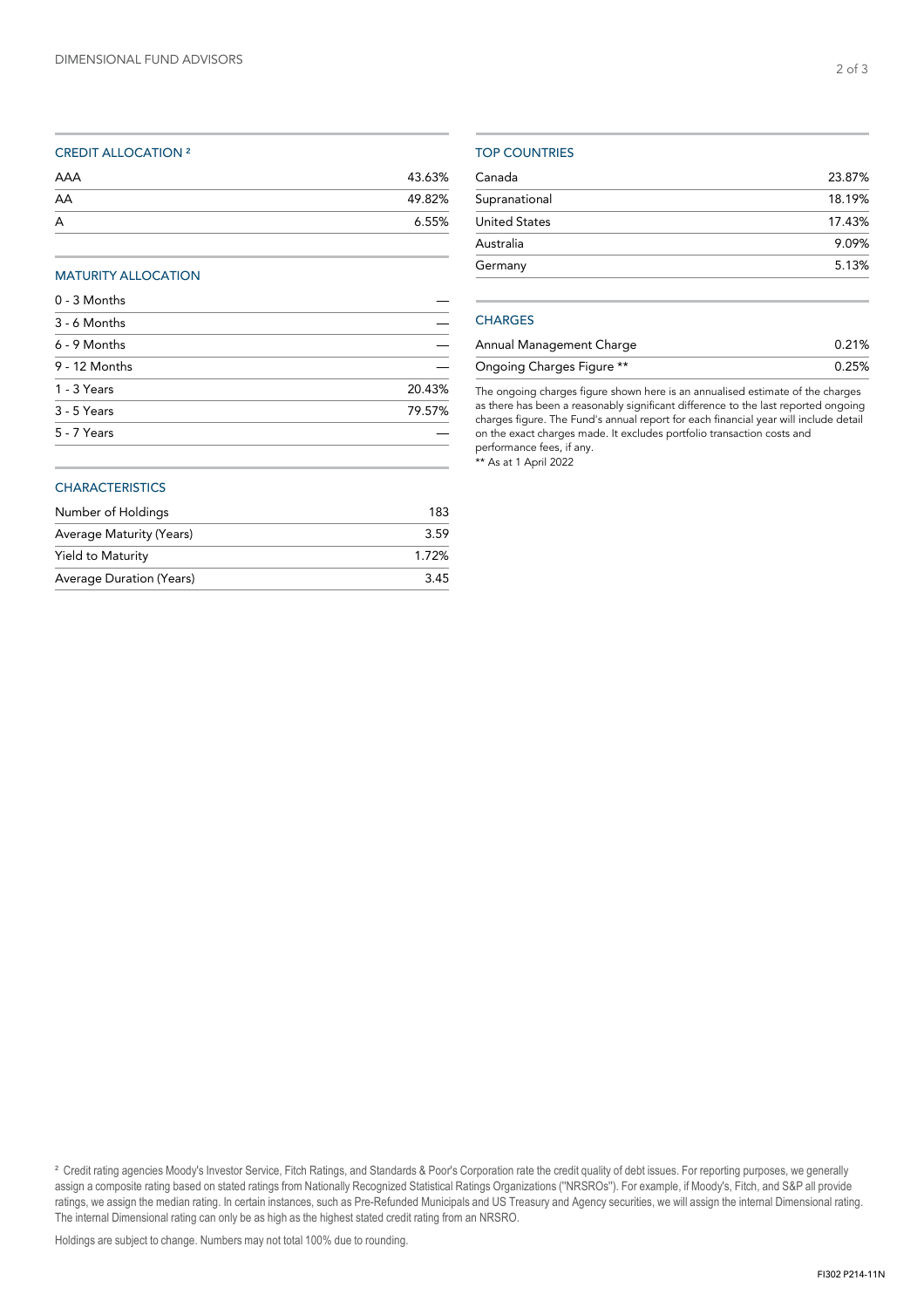## CREDIT ALLOCATION [2]

| | |
|---|---|
| AAA | 43.63% |
| AA | 49.82% |
| A | 6.55% |

## MATURITY ALLOCATION

| | |
|---|---|
| 0 - 3 Months | — |
| 3 - 6 Months | — |
| 6 - 9 Months | — |
| 9 - 12 Months | — |
| 1 - 3 Years | 20.43% |
| 3 - 5 Years | 79.57% |
| 5 - 7 Years | — |

## CHARACTERISTICS

| | |
|---|---|
| Number of Holdings | 183 |
| Average Maturity (Years) | 3.59 |
| Yield to Maturity | 1.72% |
| Average Duration (Years) | 3.45 |

## TOP COUNTRIES

| | |
|---|---|
| Canada | 23.87% |
| Supranational | 18.19% |
| United States | 17.43% |
| Australia | 9.09% |
| Germany | 5.13% |

## CHARGES

| | |
|---|---|
| Annual Management Charge | 0.21% |
| Ongoing Charges Figure ** | 0.25% |

The ongoing charges figure shown here is an annualised estimate of the charges as there has been a reasonably significant difference to the last reported ongoing charges figure. The Fund's annual report for each financial year will include detail on the exact charges made. It excludes portfolio transaction costs and performance fees, if any.

** As at 1 April 2022

[2] Credit rating agencies Moody's Investor Service, Fitch Ratings, and Standards & Poor's Corporation rate the credit quality of debt issues. For reporting purposes, we generally assign a composite rating based on stated ratings from Nationally Recognized Statistical Ratings Organizations ("NRSROs"). For example, if Moody's, Fitch, and S&P all provide ratings, we assign the median rating. In certain instances, such as Pre-Refunded Municipals and US Treasury and Agency securities, we will assign the internal Dimensional rating. The internal Dimensional rating can only be as high as the highest stated credit rating from an NRSRO.

Holdings are subject to change. Numbers may not total 100% due to rounding.

FI302 P214-11N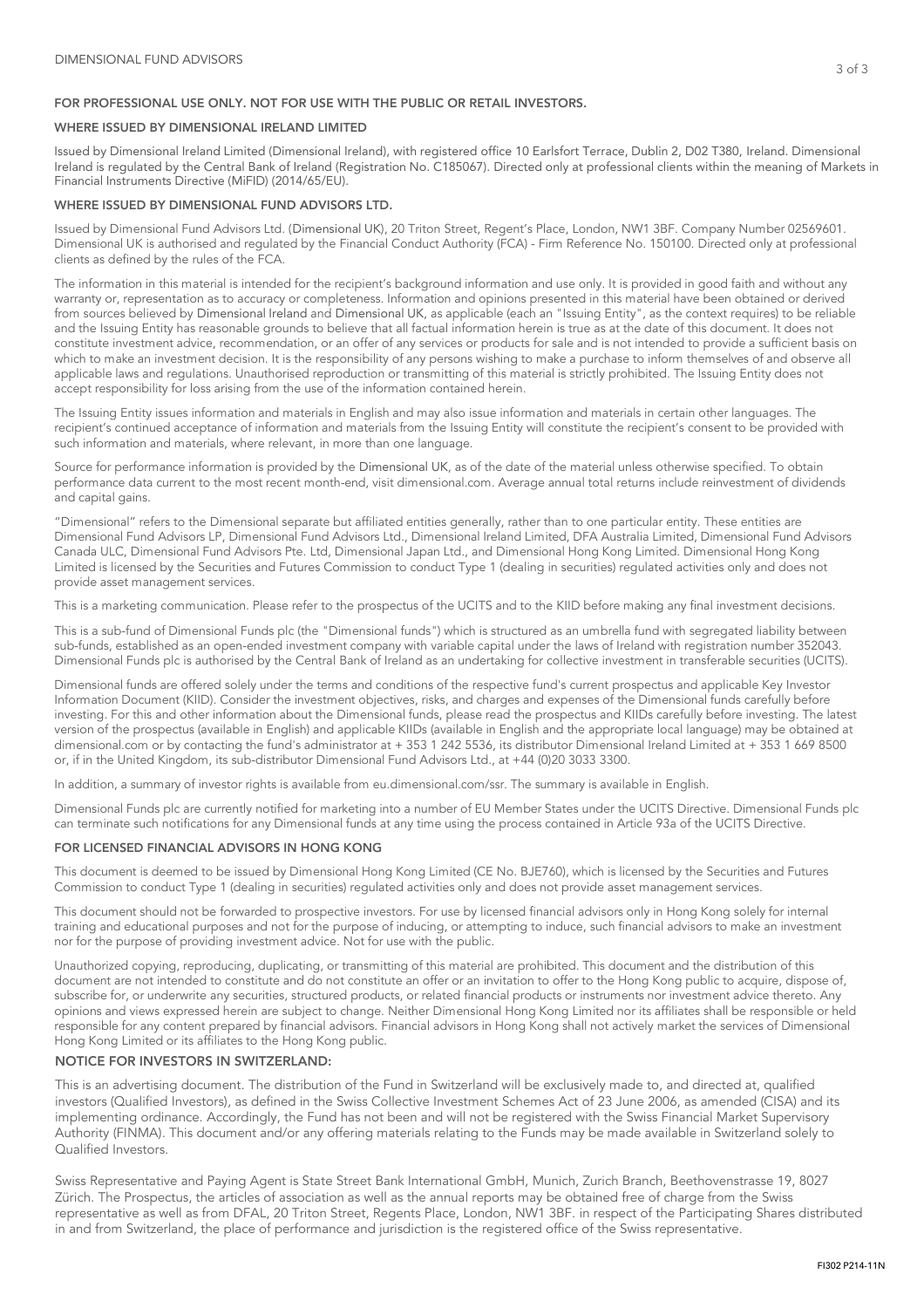## FOR PROFESSIONAL USE ONLY. NOT FOR USE WITH THE PUBLIC OR RETAIL INVESTORS.

### WHERE ISSUED BY DIMENSIONAL IRELAND LIMITED

Issued by Dimensional Ireland Limited (Dimensional Ireland), with registered office 10 Earlsfort Terrace, Dublin 2, D02 T380, Ireland. Dimensional Ireland is regulated by the Central Bank of Ireland (Registration No. C185067). Directed only at professional clients within the meaning of Markets in Financial Instruments Directive (MiFID) (2014/65/EU).

### WHERE ISSUED BY DIMENSIONAL FUND ADVISORS LTD.

Issued by Dimensional Fund Advisors Ltd. (Dimensional UK), 20 Triton Street, Regent's Place, London, NW1 3BF. Company Number 02569601. Dimensional UK is authorised and regulated by the Financial Conduct Authority (FCA) - Firm Reference No. 150100. Directed only at professional clients as defined by the rules of the FCA.

The information in this material is intended for the recipient's background information and use only. It is provided in good faith and without any warranty or, representation as to accuracy or completeness. Information and opinions presented in this material have been obtained or derived from sources believed by Dimensional Ireland and Dimensional UK, as applicable (each an "Issuing Entity", as the context requires) to be reliable and the Issuing Entity has reasonable grounds to believe that all factual information herein is true as at the date of this document. It does not constitute investment advice, recommendation, or an offer of any services or products for sale and is not intended to provide a sufficient basis on which to make an investment decision. It is the responsibility of any persons wishing to make a purchase to inform themselves of and observe all applicable laws and regulations. Unauthorised reproduction or transmitting of this material is strictly prohibited. The Issuing Entity does not accept responsibility for loss arising from the use of the information contained herein.

The Issuing Entity issues information and materials in English and may also issue information and materials in certain other languages. The recipient's continued acceptance of information and materials from the Issuing Entity will constitute the recipient's consent to be provided with such information and materials, where relevant, in more than one language.

Source for performance information is provided by the Dimensional UK, as of the date of the material unless otherwise specified. To obtain performance data current to the most recent month-end, visit dimensional.com. Average annual total returns include reinvestment of dividends and capital gains.

"Dimensional" refers to the Dimensional separate but affiliated entities generally, rather than to one particular entity. These entities are Dimensional Fund Advisors LP, Dimensional Fund Advisors Ltd., Dimensional Ireland Limited, DFA Australia Limited, Dimensional Fund Advisors Canada ULC, Dimensional Fund Advisors Pte. Ltd, Dimensional Japan Ltd., and Dimensional Hong Kong Limited. Dimensional Hong Kong Limited is licensed by the Securities and Futures Commission to conduct Type 1 (dealing in securities) regulated activities only and does not provide asset management services.

This is a marketing communication. Please refer to the prospectus of the UCITS and to the KIID before making any final investment decisions.

This is a sub-fund of Dimensional Funds plc (the "Dimensional funds") which is structured as an umbrella fund with segregated liability between sub-funds, established as an open-ended investment company with variable capital under the laws of Ireland with registration number 352043. Dimensional Funds plc is authorised by the Central Bank of Ireland as an undertaking for collective investment in transferable securities (UCITS).

Dimensional funds are offered solely under the terms and conditions of the respective fund's current prospectus and applicable Key Investor Information Document (KIID). Consider the investment objectives, risks, and charges and expenses of the Dimensional funds carefully before investing. For this and other information about the Dimensional funds, please read the prospectus and KIIDs carefully before investing. The latest version of the prospectus (available in English) and applicable KIIDs (available in English and the appropriate local language) may be obtained at dimensional.com or by contacting the fund's administrator at + 353 1 242 5536, its distributor Dimensional Ireland Limited at + 353 1 669 8500 or, if in the United Kingdom, its sub-distributor Dimensional Fund Advisors Ltd., at +44 (0)20 3033 3300.

In addition, a summary of investor rights is available from eu.dimensional.com/ssr. The summary is available in English.

Dimensional Funds plc are currently notified for marketing into a number of EU Member States under the UCITS Directive. Dimensional Funds plc can terminate such notifications for any Dimensional funds at any time using the process contained in Article 93a of the UCITS Directive.

### FOR LICENSED FINANCIAL ADVISORS IN HONG KONG

This document is deemed to be issued by Dimensional Hong Kong Limited (CE No. BJE760), which is licensed by the Securities and Futures Commission to conduct Type 1 (dealing in securities) regulated activities only and does not provide asset management services.

This document should not be forwarded to prospective investors. For use by licensed financial advisors only in Hong Kong solely for internal training and educational purposes and not for the purpose of inducing, or attempting to induce, such financial advisors to make an investment nor for the purpose of providing investment advice. Not for use with the public.

Unauthorized copying, reproducing, duplicating, or transmitting of this material are prohibited. This document and the distribution of this document are not intended to constitute and do not constitute an offer or an invitation to offer to the Hong Kong public to acquire, dispose of, subscribe for, or underwrite any securities, structured products, or related financial products or instruments nor investment advice thereto. Any opinions and views expressed herein are subject to change. Neither Dimensional Hong Kong Limited nor its affiliates shall be responsible or held responsible for any content prepared by financial advisors. Financial advisors in Hong Kong shall not actively market the services of Dimensional Hong Kong Limited or its affiliates to the Hong Kong public.

### NOTICE FOR INVESTORS IN SWITZERLAND:

This is an advertising document. The distribution of the Fund in Switzerland will be exclusively made to, and directed at, qualified investors (Qualified Investors), as defined in the Swiss Collective Investment Schemes Act of 23 June 2006, as amended (CISA) and its implementing ordinance. Accordingly, the Fund has not been and will not be registered with the Swiss Financial Market Supervisory Authority (FINMA). This document and/or any offering materials relating to the Funds may be made available in Switzerland solely to Qualified Investors.

Swiss Representative and Paying Agent is State Street Bank International GmbH, Munich, Zurich Branch, Beethovenstrasse 19, 8027 Zürich. The Prospectus, the articles of association as well as the annual reports may be obtained free of charge from the Swiss representative as well as from DFAL, 20 Triton Street, Regents Place, London, NW1 3BF. in respect of the Participating Shares distributed in and from Switzerland, the place of performance and jurisdiction is the registered office of the Swiss representative.

FI302 P214-11N